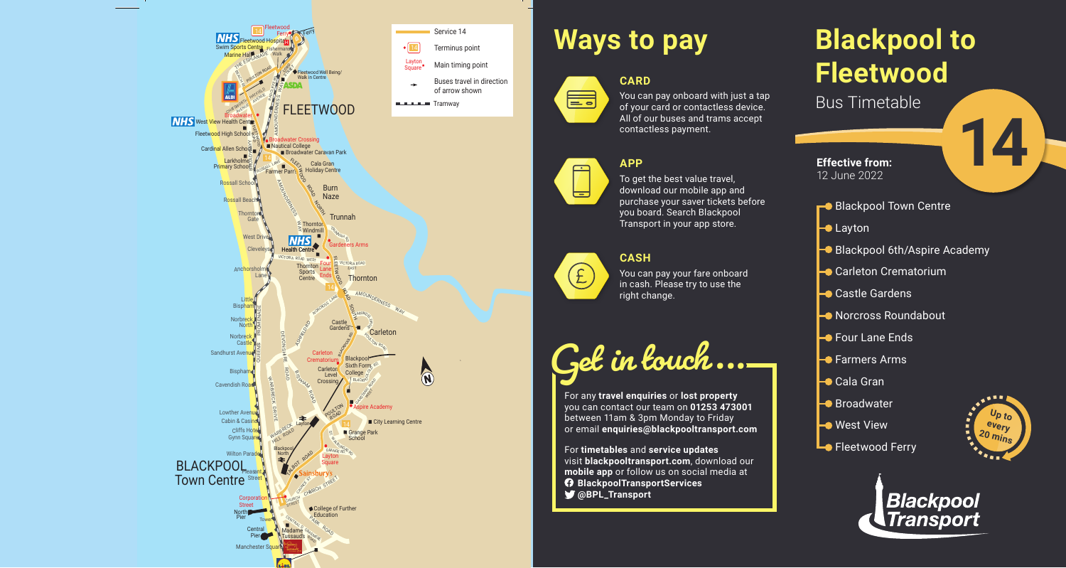# Ways to pay

### CARD

You can pay onboard with just a tap of your card or contactless device. All of our buses and trams accept contactless payment.

### APP

To get the best value travel, download our mobile app and purchase your saver tickets before you board. Search Blackpool Transport in your app store.

### CASH

You can pay your fare onboard in cash. Please try to use the right change.

## Get in touch...

For any **travel enquiries** or **lost property** you can contact our team on **01253 473001** between 11am & 3pm Monday to Friday or email **enquiries@blackpooltransport.com**

For **timetables** and **service updates** visit **blackpooltransport.com**, download our **mobile app** or follow us on social media at

**BlackpoolTransportServices**

**@BPL_Transport**

# Blackpool to Fleetwood

Bus Timetable

**14**

**Effective from:**
12 June 2022

- Blackpool Town Centre
- Layton
- Blackpool 6th/Aspire Academy
- Carleton Crematorium
- Castle Gardens
- Norcross Roundabout
- Four Lane Ends
- Farmers Arms
- Cala Gran
- Broadwater
- West View
- Fleetwood Ferry

Up to every 20 mins

Blackpool Transport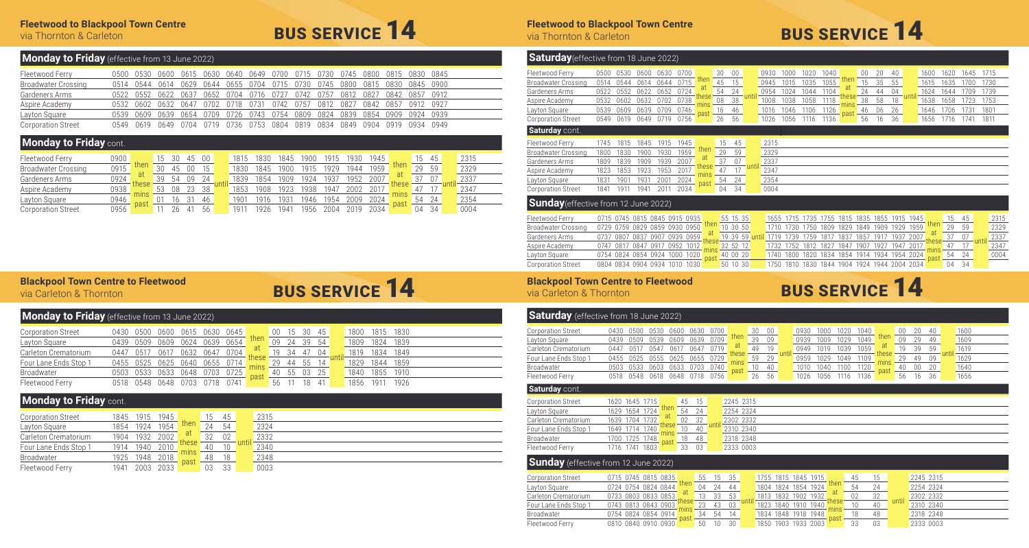## Fleetwood to Blackpool Town Centre
via Thornton & Carleton

# BUS SERVICE 14

### Monday to Friday (effective from 13 June 2022)

| | | | | | | | | | | | | | | | |
|---|---|---|---|---|---|---|---|---|---|---|---|---|---|---|---|
| Fleetwood Ferry | 0500 | 0530 | 0600 | 0615 | 0630 | 0640 | 0649 | 0700 | 0715 | 0730 | 0745 | 0800 | 0815 | 0830 | 0845 |
| Broadwater Crossing | 0514 | 0544 | 0614 | 0629 | 0644 | 0655 | 0704 | 0715 | 0730 | 0745 | 0800 | 0815 | 0830 | 0845 | 0900 |
| Gardeners Arms | 0522 | 0552 | 0622 | 0637 | 0652 | 0704 | 0716 | 0727 | 0742 | 0757 | 0812 | 0827 | 0842 | 0857 | 0912 |
| Aspire Academy | 0532 | 0602 | 0632 | 0647 | 0702 | 0718 | 0731 | 0742 | 0757 | 0812 | 0827 | 0842 | 0857 | 0912 | 0927 |
| Layton Square | 0539 | 0609 | 0639 | 0654 | 0709 | 0726 | 0743 | 0754 | 0809 | 0824 | 0839 | 0854 | 0909 | 0924 | 0939 |
| Corporation Street | 0549 | 0619 | 0649 | 0704 | 0719 | 0736 | 0753 | 0804 | 0819 | 0834 | 0849 | 0904 | 0919 | 0934 | 0949 |

### Monday to Friday cont.

| | | | | | | | | | | | | | | | | | | | | |
|---|---|---|---|---|---|---|---|---|---|---|---|---|---|---|---|---|---|---|---|---|
| Fleetwood Ferry | 0900 | then at these mins past | 15 | 30 | 45 | 00 | until | 1815 | 1830 | 1845 | 1900 | 1915 | 1930 | 1945 | then at these mins past | 15 | 45 | until | 2315 |
| Broadwater Crossing | 0915 | | 30 | 45 | 00 | 15 | | 1830 | 1845 | 1900 | 1915 | 1929 | 1944 | 1959 | | 29 | 59 | | 2329 |
| Gardeners Arms | 0924 | | 39 | 54 | 09 | 24 | | 1839 | 1854 | 1909 | 1924 | 1937 | 1952 | 2007 | | 37 | 07 | | 2337 |
| Aspire Academy | 0938 | | 53 | 08 | 23 | 38 | | 1853 | 1908 | 1923 | 1938 | 1947 | 2002 | 2017 | | 47 | 17 | | 2347 |
| Layton Square | 0946 | | 01 | 16 | 31 | 46 | | 1901 | 1916 | 1931 | 1946 | 1954 | 2009 | 2024 | | 54 | 24 | | 2354 |
| Corporation Street | 0956 | | 11 | 26 | 41 | 56 | | 1911 | 1926 | 1941 | 1956 | 2004 | 2019 | 2034 | | 04 | 34 | | 0004 |

### Saturday (effective from 18 June 2022)

| | | | | | | | | | | | | | | | | | | | | | | | |
|---|---|---|---|---|---|---|---|---|---|---|---|---|---|---|---|---|---|---|---|---|---|---|---|
| Fleetwood Ferry | 0500 | 0530 | 0600 | 0630 | 0700 | then at these mins past | 30 | 00 | until | 0930 | 1000 | 1020 | 1040 | then at these mins past | 00 | 20 | 40 | until | 1600 | 1620 | 1645 | 1715 |
| Broadwater Crossing | 0514 | 0544 | 0614 | 0644 | 0715 | | 45 | 15 | | 0945 | 1015 | 1035 | 1055 | | 15 | 35 | 55 | | 1615 | 1635 | 1700 | 1730 |
| Gardeners Arms | 0522 | 0552 | 0622 | 0652 | 0724 | | 54 | 24 | | 0954 | 1024 | 1044 | 1104 | | 24 | 44 | 04 | | 1624 | 1644 | 1709 | 1739 |
| Aspire Academy | 0532 | 0602 | 0632 | 0702 | 0738 | | 08 | 38 | | 1008 | 1038 | 1058 | 1118 | | 38 | 58 | 18 | | 1638 | 1658 | 1723 | 1753 |
| Layton Square | 0539 | 0609 | 0639 | 0709 | 0746 | | 16 | 46 | | 1016 | 1046 | 1106 | 1126 | | 46 | 06 | 26 | | 1646 | 1706 | 1731 | 1801 |
| Corporation Street | 0549 | 0619 | 0649 | 0719 | 0756 | | 26 | 56 | | 1026 | 1056 | 1116 | 1136 | | 56 | 16 | 36 | | 1656 | 1716 | 1741 | 1811 |

### Saturday cont.

| | | | | | | | | | | |
|---|---|---|---|---|---|---|---|---|---|---|
| Fleetwood Ferry | 1745 | 1815 | 1845 | 1915 | 1945 | then at these mins past | 15 | 45 | until | 2315 |
| Broadwater Crossing | 1800 | 1830 | 1900 | 1930 | 1959 | | 29 | 59 | | 2329 |
| Gardeners Arms | 1809 | 1839 | 1909 | 1939 | 2007 | | 37 | 07 | | 2337 |
| Aspire Academy | 1823 | 1853 | 1923 | 1953 | 2017 | | 47 | 17 | | 2347 |
| Layton Square | 1831 | 1901 | 1931 | 2001 | 2024 | | 54 | 24 | | 2354 |
| Corporation Street | 1841 | 1911 | 1941 | 2011 | 2034 | | 04 | 34 | | 0004 |

### Sunday (effective from 12 June 2022)

| | | | | | | | | | | | | | | | | | | | | | | | | | |
|---|---|---|---|---|---|---|---|---|---|---|---|---|---|---|---|---|---|---|---|---|---|---|---|---|---|
| Fleetwood Ferry | 0715 | 0745 | 0815 | 0845 | 0915 | 0935 | then at these mins past | 55 | 15 | 35 | until | 1655 | 1715 | 1735 | 1755 | 1815 | 1835 | 1855 | 1915 | 1945 | then at these mins past | 15 | 45 | until | 2315 |
| Broadwater Crossing | 0729 | 0759 | 0829 | 0859 | 0930 | 0950 | | 10 | 30 | 50 | | 1710 | 1730 | 1750 | 1809 | 1829 | 1849 | 1909 | 1929 | 1959 | | 29 | 59 | | 2329 |
| Gardeners Arms | 0737 | 0807 | 0837 | 0907 | 0939 | 0959 | | 19 | 39 | 59 | | 1719 | 1739 | 1759 | 1817 | 1837 | 1857 | 1917 | 1937 | 2007 | | 37 | 07 | | 2337 |
| Aspire Academy | 0747 | 0817 | 0847 | 0917 | 0952 | 1012 | | 32 | 52 | 12 | | 1732 | 1752 | 1812 | 1827 | 1847 | 1907 | 1927 | 1947 | 2017 | | 47 | 17 | | 2347 |
| Layton Square | 0754 | 0824 | 0854 | 0924 | 1000 | 1020 | | 40 | 00 | 20 | | 1740 | 1800 | 1820 | 1834 | 1854 | 1914 | 1934 | 1954 | 2024 | | 54 | 24 | | 0004 |
| Corporation Street | 0804 | 0834 | 0904 | 0934 | 1010 | 1030 | | 50 | 10 | 30 | | 1750 | 1810 | 1830 | 1844 | 1904 | 1924 | 1944 | 2004 | 2034 | | 04 | 34 | | |

## Blackpool Town Centre to Fleetwood
via Carleton & Thornton

# BUS SERVICE 14

### Monday to Friday (effective from 13 June 2022)

| | | | | | | | | | | | | | | | |
|---|---|---|---|---|---|---|---|---|---|---|---|---|---|---|---|
| Corporation Street | 0430 | 0500 | 0600 | 0615 | 0630 | 0645 | then at these mins past | 00 | 15 | 30 | 45 | until | 1800 | 1815 | 1830 |
| Layton Square | 0439 | 0509 | 0609 | 0624 | 0639 | 0654 | | 09 | 24 | 39 | 54 | | 1809 | 1824 | 1839 |
| Carleton Crematorium | 0447 | 0517 | 0617 | 0632 | 0647 | 0704 | | 19 | 34 | 47 | 04 | | 1819 | 1834 | 1849 |
| Four Lane Ends Stop 1 | 0455 | 0525 | 0625 | 0640 | 0655 | 0714 | | 29 | 44 | 55 | 14 | | 1829 | 1844 | 1859 |
| Broadwater | 0503 | 0533 | 0633 | 0648 | 0703 | 0725 | | 40 | 55 | 03 | 25 | | 1840 | 1855 | 1910 |
| Fleetwood Ferry | 0518 | 0548 | 0648 | 0703 | 0718 | 0741 | | 56 | 11 | 18 | 41 | | 1856 | 1911 | 1926 |

### Monday to Friday cont.

| | | | | | | | | |
|---|---|---|---|---|---|---|---|---|
| Corporation Street | 1845 | 1915 | 1945 | then at these mins past | 15 | 45 | until | 2315 |
| Layton Square | 1854 | 1924 | 1954 | | 24 | 54 | | 2324 |
| Carleton Crematorium | 1904 | 1932 | 2002 | | 32 | 02 | | 2332 |
| Four Lane Ends Stop 1 | 1914 | 1940 | 2010 | | 40 | 10 | | 2340 |
| Broadwater | 1925 | 1948 | 2018 | | 48 | 18 | | 2348 |
| Fleetwood Ferry | 1941 | 2003 | 2033 | | 03 | 33 | | 0003 |

### Saturday (effective from 18 June 2022)

| | | | | | | | | | | | | | | | | | | | | |
|---|---|---|---|---|---|---|---|---|---|---|---|---|---|---|---|---|---|---|---|---|
| Corporation Street | 0430 | 0500 | 0530 | 0600 | 0630 | 0700 | then at these mins past | 30 | 00 | until | 0930 | 1000 | 1020 | 1040 | then at these mins past | 00 | 20 | 40 | until | 1600 |
| Layton Square | 0439 | 0509 | 0539 | 0609 | 0639 | 0709 | | 39 | 09 | | 0939 | 1009 | 1029 | 1049 | | 09 | 29 | 49 | | 1609 |
| Carleton Crematorium | 0447 | 0517 | 0547 | 0617 | 0647 | 0719 | | 49 | 19 | | 0949 | 1019 | 1039 | 1059 | | 19 | 39 | 59 | | 1619 |
| Four Lane Ends Stop 1 | 0455 | 0525 | 0555 | 0625 | 0655 | 0729 | | 59 | 29 | | 0959 | 1029 | 1049 | 1109 | | 29 | 49 | 09 | | 1629 |
| Broadwater | 0503 | 0533 | 0603 | 0633 | 0703 | 0740 | | 10 | 40 | | 1010 | 1040 | 1100 | 1120 | | 40 | 00 | 20 | | 1640 |
| Fleetwood Ferry | 0518 | 0548 | 0618 | 0648 | 0718 | 0756 | | 26 | 56 | | 1026 | 1056 | 1116 | 1136 | | 56 | 16 | 36 | | 1656 |

### Saturday cont.

| | | | | | | | | | |
|---|---|---|---|---|---|---|---|---|---|
| Corporation Street | 1620 | 1645 | 1715 | then at these mins past | 45 | 15 | until | 2245 | 2315 |
| Layton Square | 1629 | 1654 | 1724 | | 54 | 24 | | 2254 | 2324 |
| Carleton Crematorium | 1639 | 1704 | 1732 | | 02 | 32 | | 2302 | 2332 |
| Four Lane Ends Stop 1 | 1649 | 1714 | 1740 | | 10 | 40 | | 2310 | 2340 |
| Broadwater | 1700 | 1725 | 1748 | | 18 | 48 | | 2318 | 2348 |
| Fleetwood Ferry | 1716 | 1741 | 1803 | | 33 | 03 | | 2333 | 0003 |

### Sunday (effective from 12 June 2022)

| | | | | | | | | | | | | | | | | | | |
|---|---|---|---|---|---|---|---|---|---|---|---|---|---|---|---|---|---|---|
| Corporation Street | 0715 | 0745 | 0815 | 0835 | then at these mins past | 55 | 15 | 35 | until | 1755 | 1815 | 1845 | 1915 | then at these mins past | 45 | 15 | until | 2245 | 2315 |
| Layton Square | 0724 | 0754 | 0824 | 0844 | | 04 | 24 | 44 | | 1804 | 1824 | 1854 | 1924 | | 54 | 24 | | 2254 | 2324 |
| Carleton Crematorium | 0733 | 0803 | 0833 | 0853 | | 13 | 33 | 53 | | 1813 | 1832 | 1902 | 1932 | | 02 | 32 | | 2302 | 2332 |
| Four Lane Ends Stop 1 | 0743 | 0813 | 0843 | 0903 | | 23 | 43 | 03 | | 1823 | 1840 | 1910 | 1940 | | 10 | 40 | | 2310 | 2340 |
| Broadwater | 0754 | 0824 | 0854 | 0914 | | 34 | 54 | 14 | | 1834 | 1848 | 1918 | 1948 | | 18 | 48 | | 2318 | 2348 |
| Fleetwood Ferry | 0810 | 0840 | 0910 | 0930 | | 50 | 10 | 30 | | 1850 | 1903 | 1933 | 2003 | | 33 | 03 | | 2333 | 0003 |